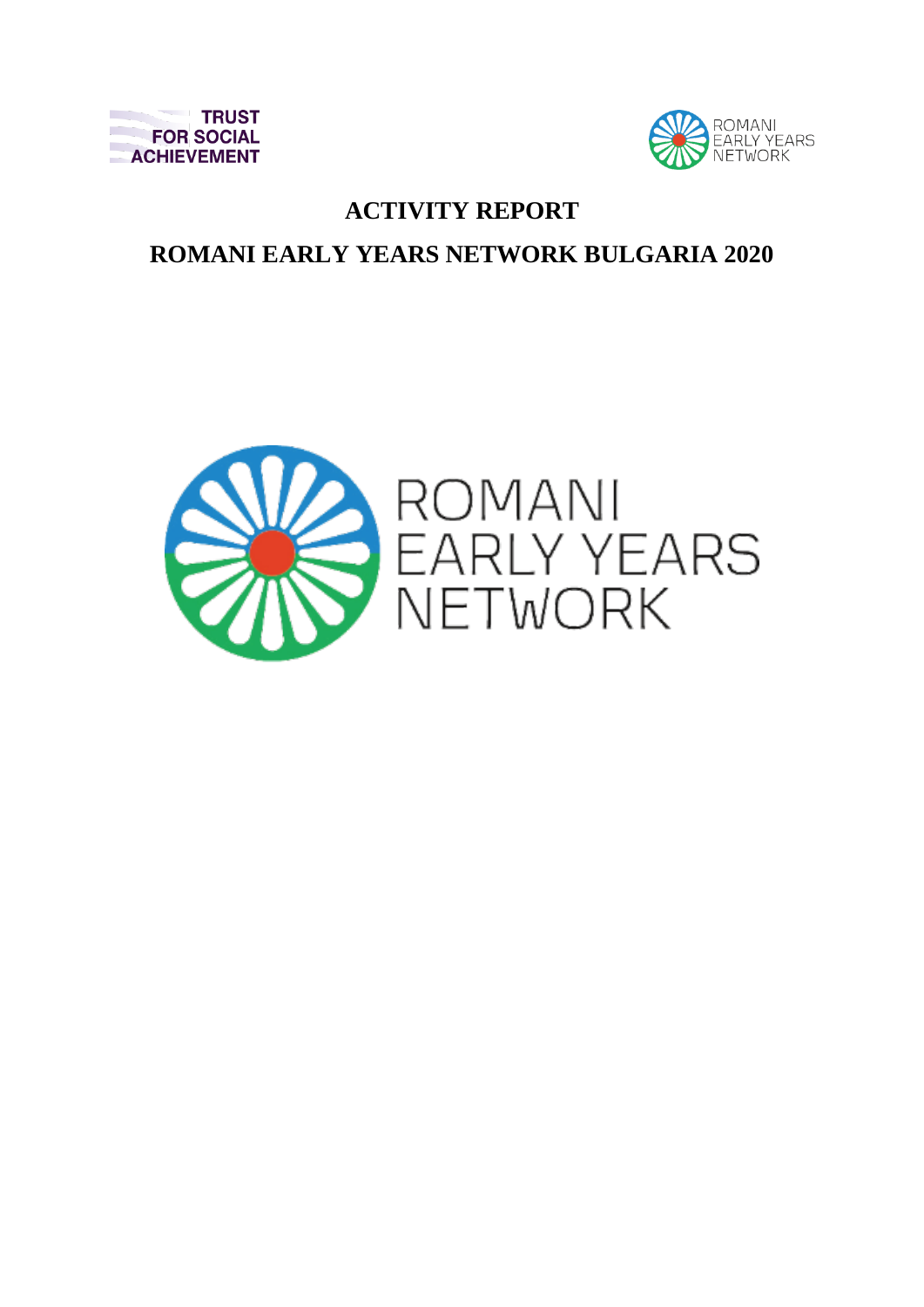TRUST FOR SOCIAL ACHIEVEMENT

ROMANI EARLY YEARS NETWORK

# ACTIVITY REPORT

# ROMANI EARLY YEARS NETWORK BULGARIA 2020

ROMANI EARLY YEARS NETWORK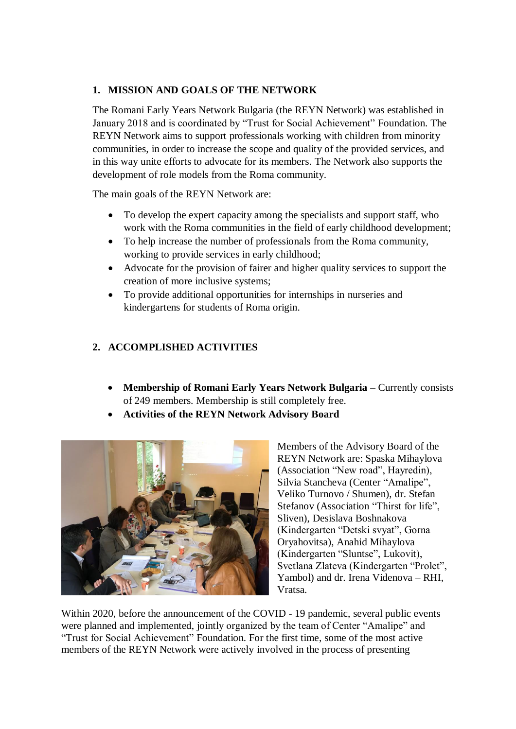## 1. MISSION AND GOALS OF THE NETWORK

The Romani Early Years Network Bulgaria (the REYN Network) was established in January 2018 and is coordinated by "Trust for Social Achievement" Foundation. The REYN Network aims to support professionals working with children from minority communities, in order to increase the scope and quality of the provided services, and in this way unite efforts to advocate for its members. The Network also supports the development of role models from the Roma community.

The main goals of the REYN Network are:

- To develop the expert capacity among the specialists and support staff, who work with the Roma communities in the field of early childhood development;
- To help increase the number of professionals from the Roma community, working to provide services in early childhood;
- Advocate for the provision of fairer and higher quality services to support the creation of more inclusive systems;
- To provide additional opportunities for internships in nurseries and kindergartens for students of Roma origin.

## 2. ACCOMPLISHED ACTIVITIES

- **Membership of Romani Early Years Network Bulgaria –** Currently consists of 249 members. Membership is still completely free.
- **Activities of the REYN Network Advisory Board**

Members of the Advisory Board of the REYN Network are: Spaska Mihaylova (Association "New road", Hayredin), Silvia Stancheva (Center "Amalipe", Veliko Turnovo / Shumen), dr. Stefan Stefanov (Association "Thirst for life", Sliven), Desislava Boshnakova (Kindergarten "Detski svyat", Gorna Oryahovitsa), Anahid Mihaylova (Kindergarten "Sluntse", Lukovit), Svetlana Zlateva (Kindergarten "Prolet", Yambol) and dr. Irena Videnova – RHI, Vratsa.

Within 2020, before the announcement of the COVID - 19 pandemic, several public events were planned and implemented, jointly organized by the team of Center "Amalipe" and "Trust for Social Achievement" Foundation. For the first time, some of the most active members of the REYN Network were actively involved in the process of presenting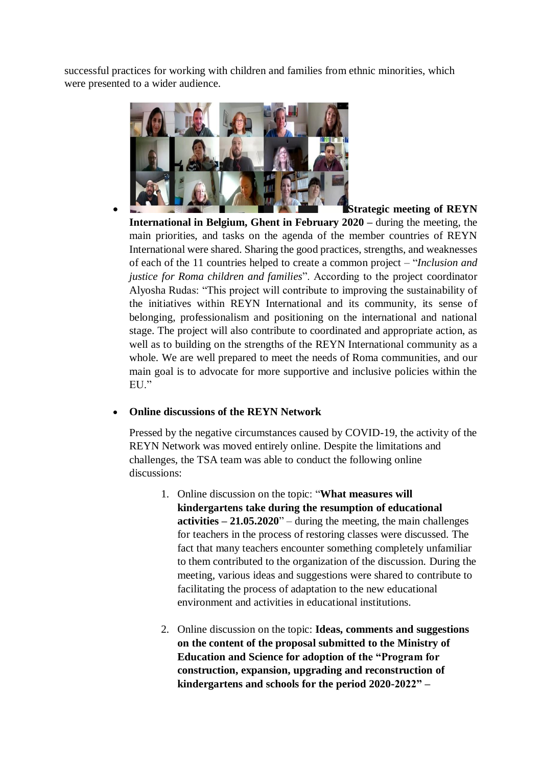successful practices for working with children and families from ethnic minorities, which were presented to a wider audience.

- **Strategic meeting of REYN International in Belgium, Ghent in February 2020 –** during the meeting, the main priorities, and tasks on the agenda of the member countries of REYN International were shared. Sharing the good practices, strengths, and weaknesses of each of the 11 countries helped to create a common project – "*Inclusion and justice for Roma children and families*". According to the project coordinator Alyosha Rudas: "This project will contribute to improving the sustainability of the initiatives within REYN International and its community, its sense of belonging, professionalism and positioning on the international and national stage. The project will also contribute to coordinated and appropriate action, as well as to building on the strengths of the REYN International community as a whole. We are well prepared to meet the needs of Roma communities, and our main goal is to advocate for more supportive and inclusive policies within the EU."

- **Online discussions of the REYN Network**

  Pressed by the negative circumstances caused by COVID-19, the activity of the REYN Network was moved entirely online. Despite the limitations and challenges, the TSA team was able to conduct the following online discussions:

  1. Online discussion on the topic: "**What measures will kindergartens take during the resumption of educational activities – 21.05.2020**" – during the meeting, the main challenges for teachers in the process of restoring classes were discussed. The fact that many teachers encounter something completely unfamiliar to them contributed to the organization of the discussion. During the meeting, various ideas and suggestions were shared to contribute to facilitating the process of adaptation to the new educational environment and activities in educational institutions.

  2. Online discussion on the topic: **Ideas, comments and suggestions on the content of the proposal submitted to the Ministry of Education and Science for adoption of the "Program for construction, expansion, upgrading and reconstruction of kindergartens and schools for the period 2020-2022" –**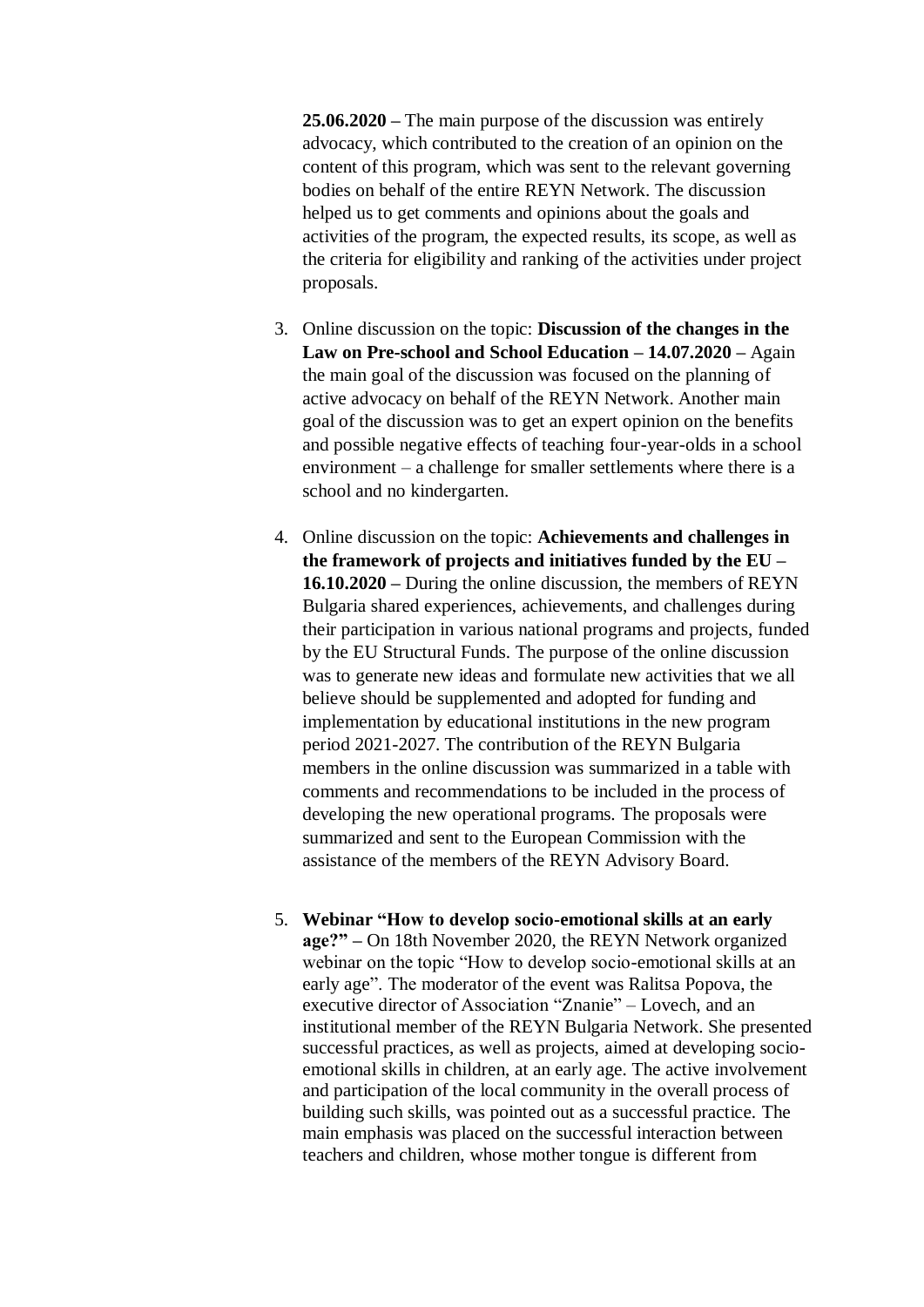**25.06.2020 –** The main purpose of the discussion was entirely advocacy, which contributed to the creation of an opinion on the content of this program, which was sent to the relevant governing bodies on behalf of the entire REYN Network. The discussion helped us to get comments and opinions about the goals and activities of the program, the expected results, its scope, as well as the criteria for eligibility and ranking of the activities under project proposals.

3. Online discussion on the topic: **Discussion of the changes in the Law on Pre-school and School Education – 14.07.2020 –** Again the main goal of the discussion was focused on the planning of active advocacy on behalf of the REYN Network. Another main goal of the discussion was to get an expert opinion on the benefits and possible negative effects of teaching four-year-olds in a school environment – a challenge for smaller settlements where there is a school and no kindergarten.

4. Online discussion on the topic: **Achievements and challenges in the framework of projects and initiatives funded by the EU – 16.10.2020 –** During the online discussion, the members of REYN Bulgaria shared experiences, achievements, and challenges during their participation in various national programs and projects, funded by the EU Structural Funds. The purpose of the online discussion was to generate new ideas and formulate new activities that we all believe should be supplemented and adopted for funding and implementation by educational institutions in the new program period 2021-2027. The contribution of the REYN Bulgaria members in the online discussion was summarized in a table with comments and recommendations to be included in the process of developing the new operational programs. The proposals were summarized and sent to the European Commission with the assistance of the members of the REYN Advisory Board.

5. **Webinar "How to develop socio-emotional skills at an early age?" –** On 18th November 2020, the REYN Network organized webinar on the topic "How to develop socio-emotional skills at an early age". The moderator of the event was Ralitsa Popova, the executive director of Association "Znanie" – Lovech, and an institutional member of the REYN Bulgaria Network. She presented successful practices, as well as projects, aimed at developing socio-emotional skills in children, at an early age. The active involvement and participation of the local community in the overall process of building such skills, was pointed out as a successful practice. The main emphasis was placed on the successful interaction between teachers and children, whose mother tongue is different from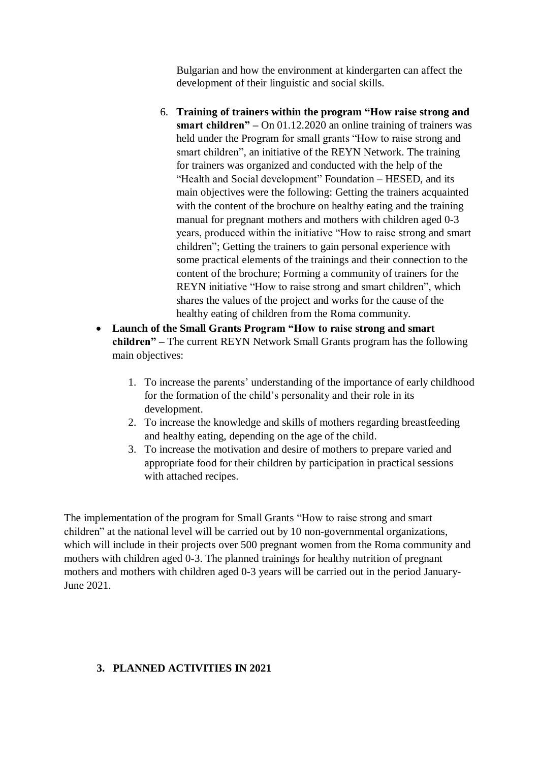Bulgarian and how the environment at kindergarten can affect the development of their linguistic and social skills.

6. **Training of trainers within the program "How raise strong and smart children" –** On 01.12.2020 an online training of trainers was held under the Program for small grants "How to raise strong and smart children", an initiative of the REYN Network. The training for trainers was organized and conducted with the help of the "Health and Social development" Foundation – HESED, and its main objectives were the following: Getting the trainers acquainted with the content of the brochure on healthy eating and the training manual for pregnant mothers and mothers with children aged 0-3 years, produced within the initiative "How to raise strong and smart children"; Getting the trainers to gain personal experience with some practical elements of the trainings and their connection to the content of the brochure; Forming a community of trainers for the REYN initiative "How to raise strong and smart children", which shares the values of the project and works for the cause of the healthy eating of children from the Roma community.

- **Launch of the Small Grants Program "How to raise strong and smart children" –** The current REYN Network Small Grants program has the following main objectives:

  1. To increase the parents' understanding of the importance of early childhood for the formation of the child's personality and their role in its development.
  2. To increase the knowledge and skills of mothers regarding breastfeeding and healthy eating, depending on the age of the child.
  3. To increase the motivation and desire of mothers to prepare varied and appropriate food for their children by participation in practical sessions with attached recipes.

The implementation of the program for Small Grants "How to raise strong and smart children" at the national level will be carried out by 10 non-governmental organizations, which will include in their projects over 500 pregnant women from the Roma community and mothers with children aged 0-3. The planned trainings for healthy nutrition of pregnant mothers and mothers with children aged 0-3 years will be carried out in the period January-June 2021.

## 3. PLANNED ACTIVITIES IN 2021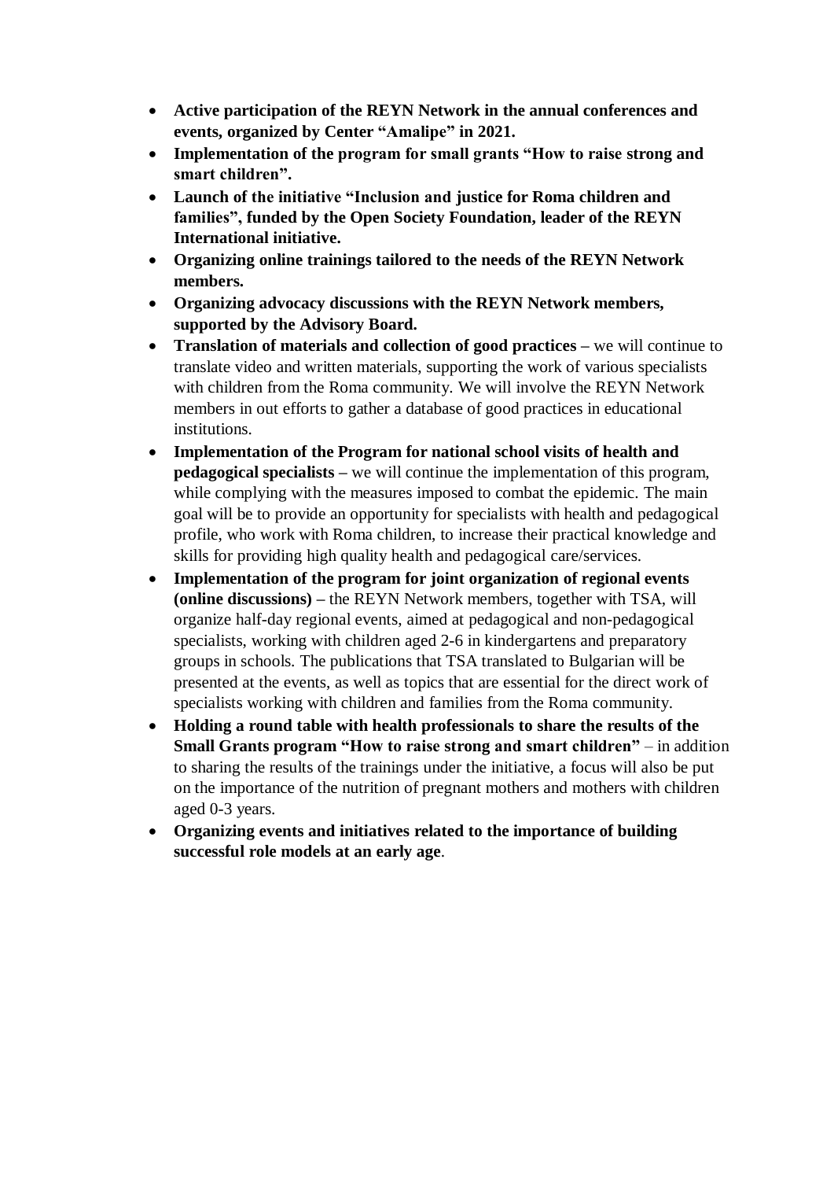- **Active participation of the REYN Network in the annual conferences and events, organized by Center "Amalipe" in 2021.**
- **Implementation of the program for small grants "How to raise strong and smart children".**
- **Launch of the initiative "Inclusion and justice for Roma children and families", funded by the Open Society Foundation, leader of the REYN International initiative.**
- **Organizing online trainings tailored to the needs of the REYN Network members.**
- **Organizing advocacy discussions with the REYN Network members, supported by the Advisory Board.**
- **Translation of materials and collection of good practices –** we will continue to translate video and written materials, supporting the work of various specialists with children from the Roma community. We will involve the REYN Network members in out efforts to gather a database of good practices in educational institutions.
- **Implementation of the Program for national school visits of health and pedagogical specialists –** we will continue the implementation of this program, while complying with the measures imposed to combat the epidemic. The main goal will be to provide an opportunity for specialists with health and pedagogical profile, who work with Roma children, to increase their practical knowledge and skills for providing high quality health and pedagogical care/services.
- **Implementation of the program for joint organization of regional events (online discussions) –** the REYN Network members, together with TSA, will organize half-day regional events, aimed at pedagogical and non-pedagogical specialists, working with children aged 2-6 in kindergartens and preparatory groups in schools. The publications that TSA translated to Bulgarian will be presented at the events, as well as topics that are essential for the direct work of specialists working with children and families from the Roma community.
- **Holding a round table with health professionals to share the results of the Small Grants program "How to raise strong and smart children"** – in addition to sharing the results of the trainings under the initiative, a focus will also be put on the importance of the nutrition of pregnant mothers and mothers with children aged 0-3 years.
- **Organizing events and initiatives related to the importance of building successful role models at an early age**.